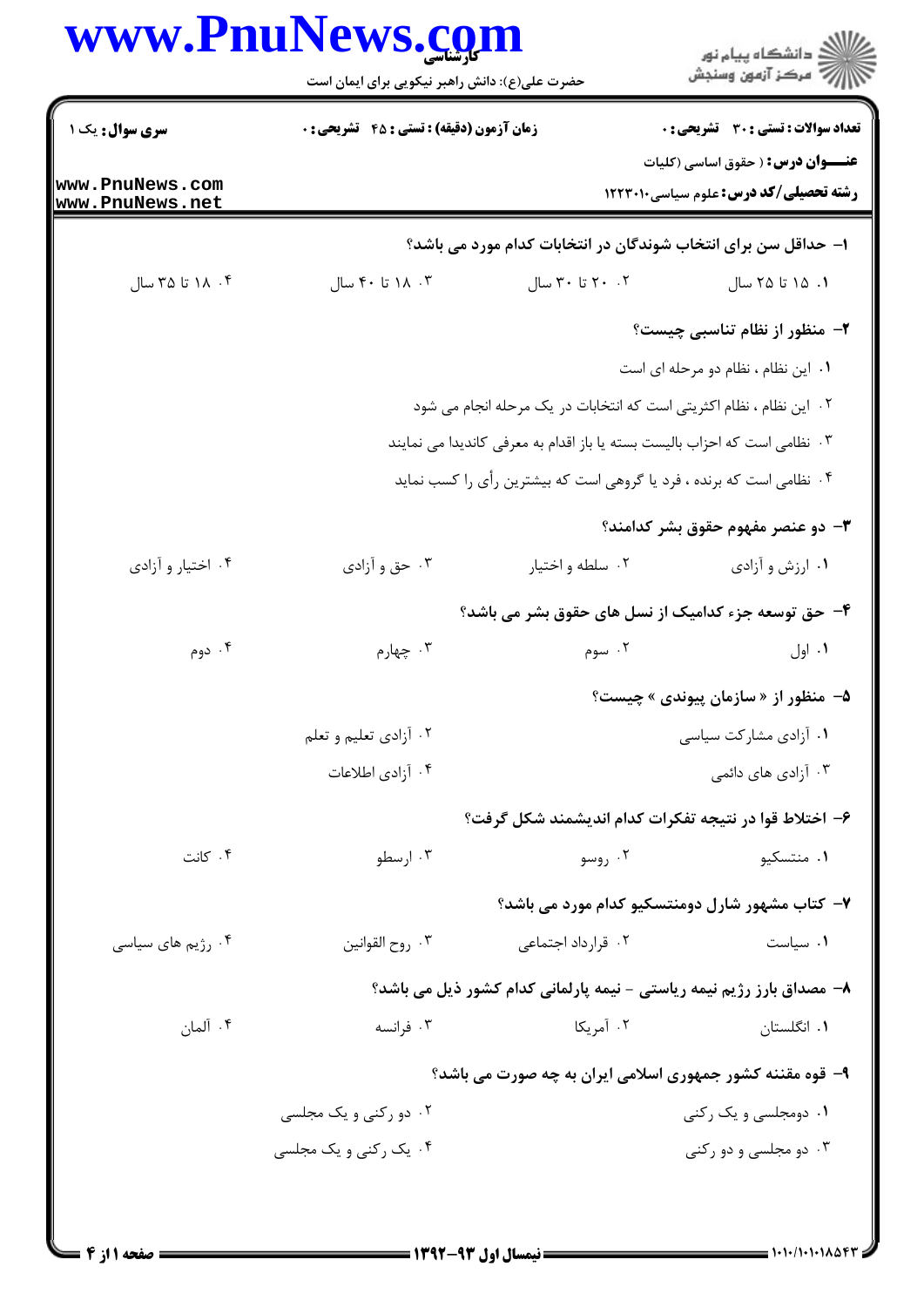حضرت علی(ع): دانش راهبر نیکویی برای ایمان است

**سری سوال:** یک ۱

**زمان آزمون (دقیقه) : تستی : ۴۵ تشریحی : ۰**

**تعداد سوالات : تستی : ۳۰ تشریحی : ۰**

**عنـــوان درس :** ( حقوق اساسی (کلیات

**رشته تحصیلی/کد درس :** علوم سیاسی ۱۲۲۳۰۱۰

**۱- حداقل سن برای انتخاب شوندگان در انتخابات کدام مورد می باشد؟**

۱. ۱۵ تا ۲۵ سال
۲. ۲۰ تا ۳۰ سال
۳. ۱۸ تا ۴۰ سال
۴. ۱۸ تا ۳۵ سال

**۲- منظور از نظام تناسبی چیست؟**

۱. این نظام ، نظام دو مرحله ای است
۲. این نظام ، نظام اکثریتی است که انتخابات در یک مرحله انجام می شود
۳. نظامی است که احزاب بالیست بسته یا باز اقدام به معرفی کاندیدا می نمایند
۴. نظامی است که برنده ، فرد یا گروهی است که بیشترین رأی را کسب نماید

**۳- دو عنصر مفهوم حقوق بشر کدامند؟**

۱. ارزش و آزادی
۲. سلطه و اختیار
۳. حق و آزادی
۴. اختیار و آزادی

**۴- حق توسعه جزء کدامیک از نسل های حقوق بشر می باشد؟**

۱. اول
۲. سوم
۳. چهارم
۴. دوم

**۵- منظور از « سازمان پیوندی » چیست؟**

۱. آزادی مشارکت سیاسی
۲. آزادی تعلیم و تعلم
۳. آزادی های دائمی
۴. آزادی اطلاعات

**۶- اختلاط قوا در نتیجه تفکرات کدام اندیشمند شکل گرفت؟**

۱. منتسکیو
۲. روسو
۳. ارسطو
۴. کانت

**۷- کتاب مشهور شارل دومنتسکیو کدام مورد می باشد؟**

۱. سیاست
۲. قرارداد اجتماعی
۳. روح القوانین
۴. رژیم های سیاسی

**۸- مصداق بارز رژیم نیمه ریاستی - نیمه پارلمانی کدام کشور ذیل می باشد؟**

۱. انگلستان
۲. آمریکا
۳. فرانسه
۴. آلمان

**۹- قوه مقننه کشور جمهوری اسلامی ایران به چه صورت می باشد؟**

۱. دومجلسی و یک رکنی
۲. دو رکنی و یک مجلسی
۳. دو مجلسی و دو رکنی
۴. یک رکنی و یک مجلسی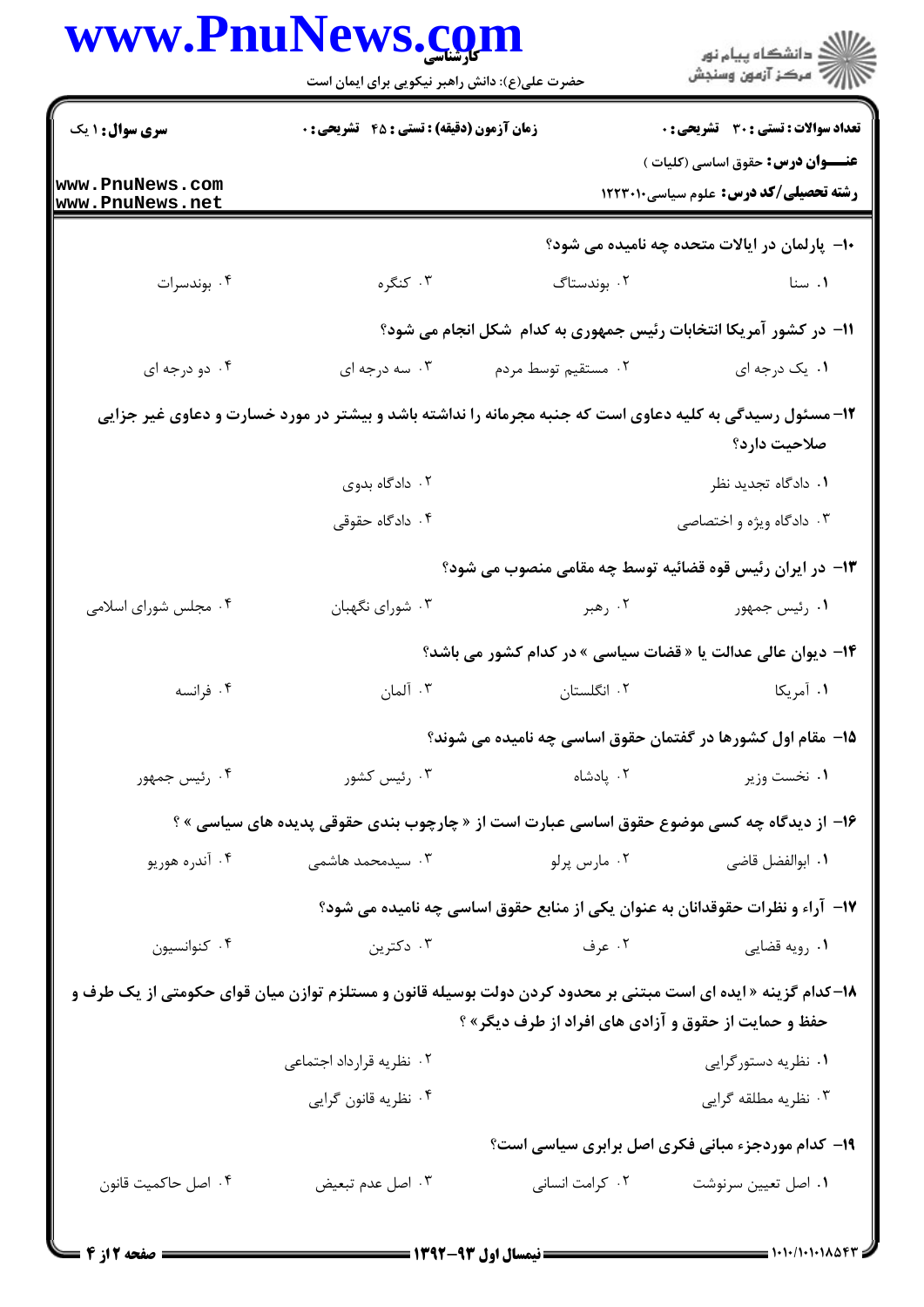**سری سوال:** ۱ یک | **زمان آزمون (دقیقه) : تستی :** ۴۵ **تشریحی :** ۰ | **تعداد سوالات : تستی :** ۳۰ **تشریحی :** ۰

**عنـــوان درس:** حقوق اساسی (کلیات)

**رشته تحصیلی/کد درس:** علوم سیاسی۱۲۲۳۰۱۰

۱۰- پارلمان در ایالات متحده چه نامیده می شود؟

۱. سنا ۲. بوندستاگ ۳. کنگره ۴. بوندسرات

۱۱- در کشور آمریکا انتخابات رئیس جمهوری به کدام شکل انجام می شود؟

۱. یک درجه ای ۲. مستقیم توسط مردم ۳. سه درجه ای ۴. دو درجه ای

۱۲- مسئول رسیدگی به کلیه دعاوی است که جنبه مجرمانه را نداشته باشد و بیشتر در مورد خسارت و دعاوی غیر جزایی صلاحیت دارد؟

۱. دادگاه تجدید نظر ۲. دادگاه بدوی ۳. دادگاه ویژه و اختصاصی ۴. دادگاه حقوقی

۱۳- در ایران رئیس قوه قضائیه توسط چه مقامی منصوب می شود؟

۱. رئیس جمهور ۲. رهبر ۳. شورای نگهبان ۴. مجلس شورای اسلامی

۱۴- دیوان عالی عدالت یا « قضات سیاسی » در کدام کشور می باشد؟

۱. آمریکا ۲. انگلستان ۳. آلمان ۴. فرانسه

۱۵- مقام اول کشورها در گفتمان حقوق اساسی چه نامیده می شوند؟

۱. نخست وزیر ۲. پادشاه ۳. رئیس کشور ۴. رئیس جمهور

۱۶- از دیدگاه چه کسی موضوع حقوق اساسی عبارت است از « چارچوب بندی حقوقی پدیده های سیاسی » ؟

۱. ابوالفضل قاضی ۲. مارس پرلو ۳. سیدمحمد هاشمی ۴. آندره هوریو

۱۷- آراء و نظرات حقوقدانان به عنوان یکی از منابع حقوق اساسی چه نامیده می شود؟

۱. رویه قضایی ۲. عرف ۳. دکترین ۴. کنوانسیون

۱۸- کدام گزینه « ایده ای است مبتنی بر محدود کردن دولت بوسیله قانون و مستلزم توازن میان قوای حکومتی از یک طرف و حفظ و حمایت از حقوق و آزادی های افراد از طرف دیگر» ؟

۱. نظریه دستورگرایی ۲. نظریه قرارداد اجتماعی ۳. نظریه مطلقه گرایی ۴. نظریه قانون گرایی

۱۹- کدام موردجزء مبانی فکری اصل برابری سیاسی است؟

۱. اصل تعیین سرنوشت ۲. کرامت انسانی ۳. اصل عدم تبعیض ۴. اصل حاکمیت قانون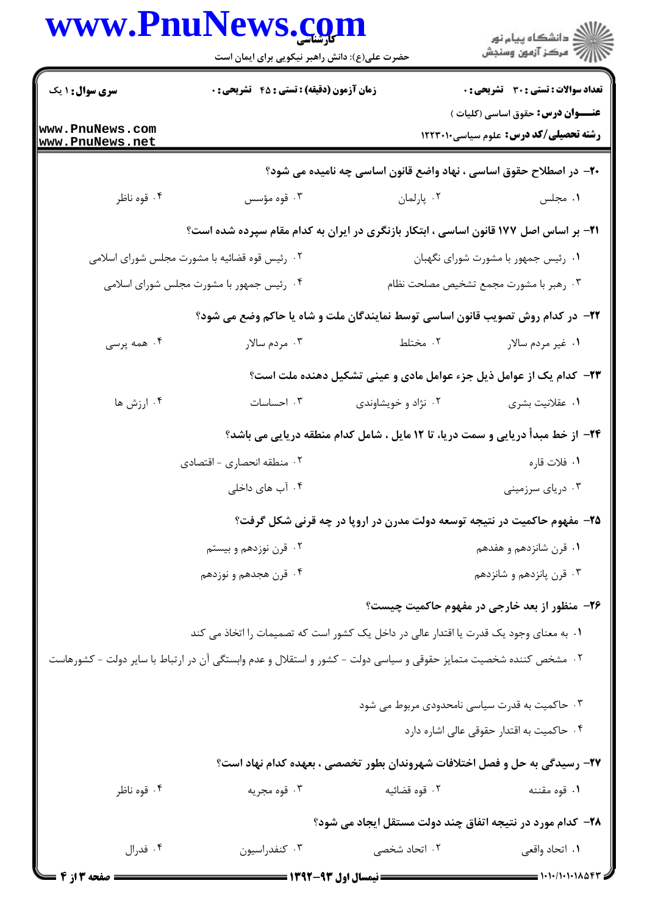۲۰- در اصطلاح حقوق اساسی ، نهاد واضع قانون اساسی چه نامیده می شود؟

۱. مجلس
۲. پارلمان
۳. قوه مؤسس
۴. قوه ناظر

۲۱- بر اساس اصل ۱۷۷ قانون اساسی ، ابتکار بازنگری در ایران به کدام مقام سپرده شده است؟

۱. رئیس جمهور با مشورت شورای نگهبان
۲. رئیس قوه قضائیه با مشورت مجلس شورای اسلامی
۳. رهبر با مشورت مجمع تشخیص مصلحت نظام
۴. رئیس جمهور با مشورت مجلس شورای اسلامی

۲۲- در کدام روش تصویب قانون اساسی توسط نمایندگان ملت و شاه یا حاکم وضع می شود؟

۱. غیر مردم سالار
۲. مختلط
۳. مردم سالار
۴. همه پرسی

۲۳- کدام یک از عوامل ذیل جزء عوامل مادی و عینی تشکیل دهنده ملت است؟

۱. عقلانیت بشری
۲. نژاد و خویشاوندی
۳. احساسات
۴. ارزش ها

۲۴- از خط مبدأ دریایی و سمت دریا، تا ۱۲ مایل ، شامل کدام منطقه دریایی می باشد؟

۱. فلات قاره
۲. منطقه انحصاری - اقتصادی
۳. دریای سرزمینی
۴. آب های داخلی

۲۵- مفهوم حاکمیت در نتیجه توسعه دولت مدرن در اروپا در چه قرنی شکل گرفت؟

۱. قرن شانزدهم و هفدهم
۲. قرن نوزدهم و بیستم
۳. قرن پانزدهم و شانزدهم
۴. قرن هجدهم و نوزدهم

۲۶- منظور از بعد خارجی در مفهوم حاکمیت چیست؟

۱. به معنای وجود یک قدرت یا اقتدار عالی در داخل یک کشور است که تصمیمات را اتخاذ می کند
۲. مشخص کننده شخصیت متمایز حقوقی و سیاسی دولت - کشور و استقلال و عدم وابستگی آن در ارتباط با سایر دولت - کشورهاست
۳. حاکمیت به قدرت سیاسی نامحدودی مربوط می شود
۴. حاکمیت به اقتدار حقوقی عالی اشاره دارد

۲۷- رسیدگی به حل و فصل اختلافات شهروندان بطور تخصصی ، بعهده کدام نهاد است؟

۱. قوه مقننه
۲. قوه قضائیه
۳. قوه مجریه
۴. قوه ناظر

۲۸- کدام مورد در نتیجه اتفاق چند دولت مستقل ایجاد می شود؟

۱. اتحاد واقعی
۲. اتحاد شخصی
۳. کنفدراسیون
۴. فدرال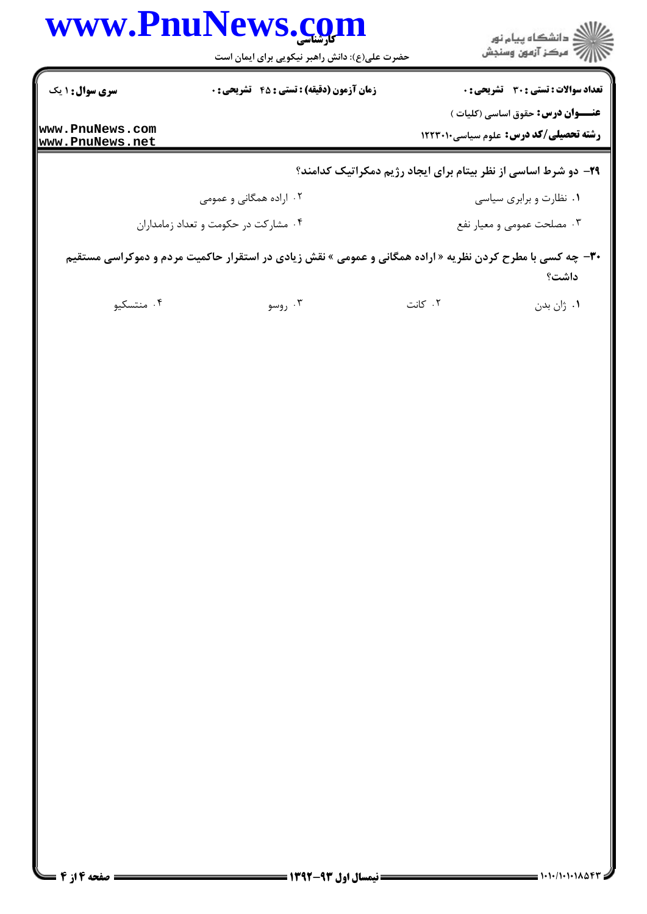**۲۹- دو شرط اساسی از نظر بیتام برای ایجاد رژیم دمکراتیک کدامند؟**

۱. نظارت و برابری سیاسی

۲. اراده همگانی و عمومی

۳. مصلحت عمومی و معیار نفع

۴. مشارکت در حکومت و تعداد زمامداران

**۳۰- چه کسی با مطرح کردن نظریه « اراده همگانی و عمومی » نقش زیادی در استقرار حاکمیت مردم و دموکراسی مستقیم داشت؟**

۱. ژان بدن

۲. کانت

۳. روسو

۴. منتسکیو